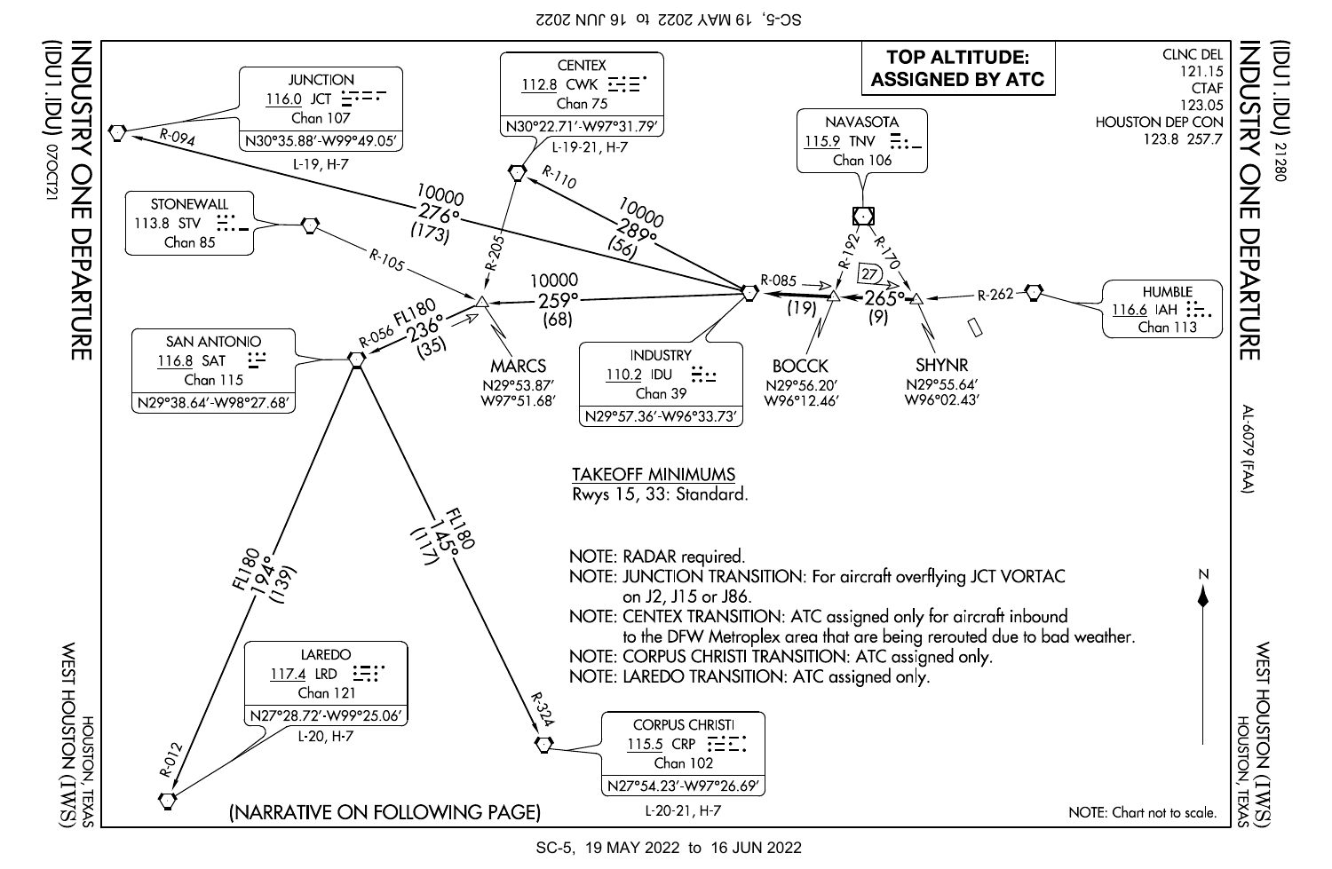# INDUSTRY ONE DEPARTURE (IDU1.IDU)

WEST HOUSTON (IWS)
HOUSTON, TEXAS

**TOP ALTITUDE: ASSIGNED BY ATC**

CLNC DEL 121.15
CTAF 123.05
HOUSTON DEP CON 123.8 257.7

JUNCTION
116.0 JCT
Chan 107
N30°35.88'-W99°49.05'
L-19, H-7

CENTEX
112.8 CWK
Chan 75
N30°22.71'-W97°31.79'
L-19-21, H-7

NAVASOTA
115.9 TNV
Chan 106

STONEWALL
113.8 STV
Chan 85

HUMBLE
116.6 IAH
Chan 113

SAN ANTONIO
116.8 SAT
Chan 115
N29°38.64'-W98°27.68'

INDUSTRY
110.2 IDU
Chan 39
N29°57.36'-W96°33.73'

MARCS
N29°53.87'
W97°51.68'

BOCCK
N29°56.20'
W96°12.46'

SHYNR
N29°55.64'
W96°02.43'

LAREDO
117.4 LRD
Chan 121
N27°28.72'-W99°25.06'
L-20, H-7

CORPUS CHRISTI
115.5 CRP
Chan 102
N27°54.23'-W97°26.69'
L-20-21, H-7

R-094, 10000 276° (173)
R-110, 10000 289° (56)
R-105
R-205
R-085
R-192
R-170
R-262
27
10000 259° (68)
(19)
265° (9)
R-056 FL180 236° (35)
FL180 194° (139)
R-012
FL180 145° (117)
R-324

## TAKEOFF MINIMUMS

Rwys 15, 33: Standard.

NOTE: RADAR required.
NOTE: JUNCTION TRANSITION: For aircraft overflying JCT VORTAC on J2, J15 or J86.
NOTE: CENTEX TRANSITION: ATC assigned only for aircraft inbound to the DFW Metroplex area that are being rerouted due to bad weather.
NOTE: CORPUS CHRISTI TRANSITION: ATC assigned only.
NOTE: LAREDO TRANSITION: ATC assigned only.

(NARRATIVE ON FOLLOWING PAGE)

NOTE: Chart not to scale.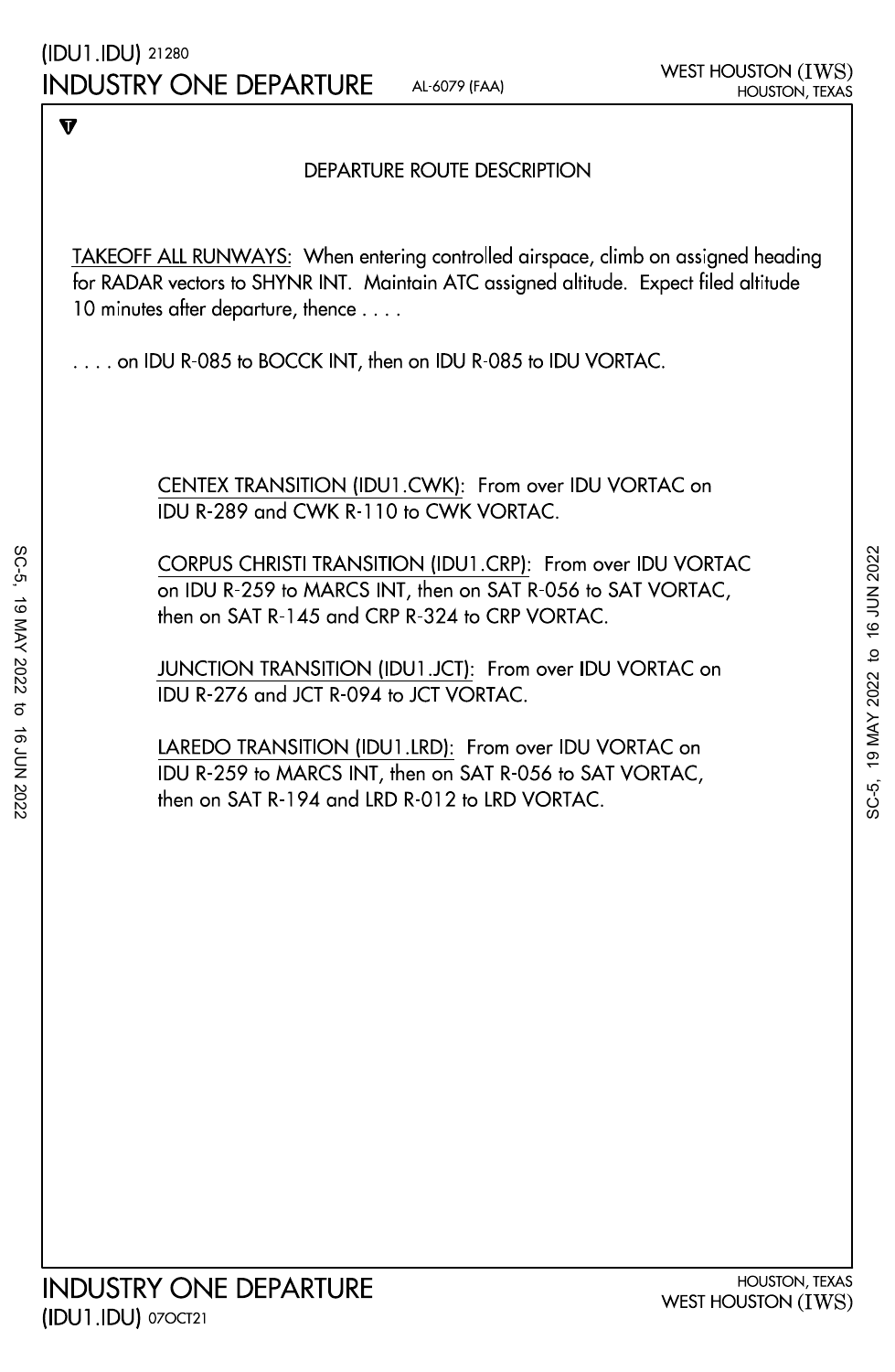# (IDU1.IDU) 21280
# INDUSTRY ONE DEPARTURE

AL-6079 (FAA)

WEST HOUSTON (IWS)
HOUSTON, TEXAS

## DEPARTURE ROUTE DESCRIPTION

TAKEOFF ALL RUNWAYS: When entering controlled airspace, climb on assigned heading for RADAR vectors to SHYNR INT. Maintain ATC assigned altitude. Expect filed altitude 10 minutes after departure, thence . . . .

. . . . on IDU R-085 to BOCCK INT, then on IDU R-085 to IDU VORTAC.

CENTEX TRANSITION (IDU1.CWK): From over IDU VORTAC on IDU R-289 and CWK R-110 to CWK VORTAC.

CORPUS CHRISTI TRANSITION (IDU1.CRP): From over IDU VORTAC on IDU R-259 to MARCS INT, then on SAT R-056 to SAT VORTAC, then on SAT R-145 and CRP R-324 to CRP VORTAC.

JUNCTION TRANSITION (IDU1.JCT): From over IDU VORTAC on IDU R-276 and JCT R-094 to JCT VORTAC.

LAREDO TRANSITION (IDU1.LRD): From over IDU VORTAC on IDU R-259 to MARCS INT, then on SAT R-056 to SAT VORTAC, then on SAT R-194 and LRD R-012 to LRD VORTAC.

INDUSTRY ONE DEPARTURE
(IDU1.IDU) 07OCT21

HOUSTON, TEXAS
WEST HOUSTON (IWS)